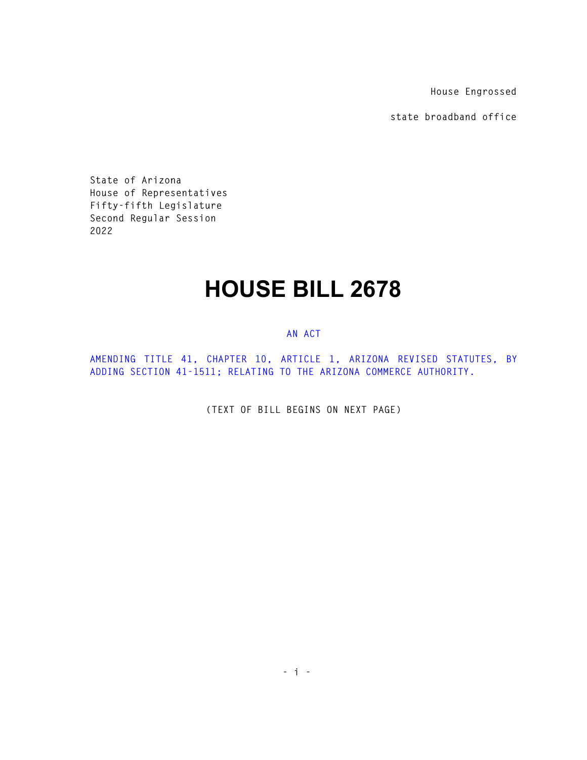House Engrossed

state broadband office

State of Arizona
House of Representatives
Fifty-fifth Legislature
Second Regular Session
2022

# HOUSE BILL 2678

AN ACT

AMENDING TITLE 41, CHAPTER 10, ARTICLE 1, ARIZONA REVISED STATUTES, BY ADDING SECTION 41-1511; RELATING TO THE ARIZONA COMMERCE AUTHORITY.

(TEXT OF BILL BEGINS ON NEXT PAGE)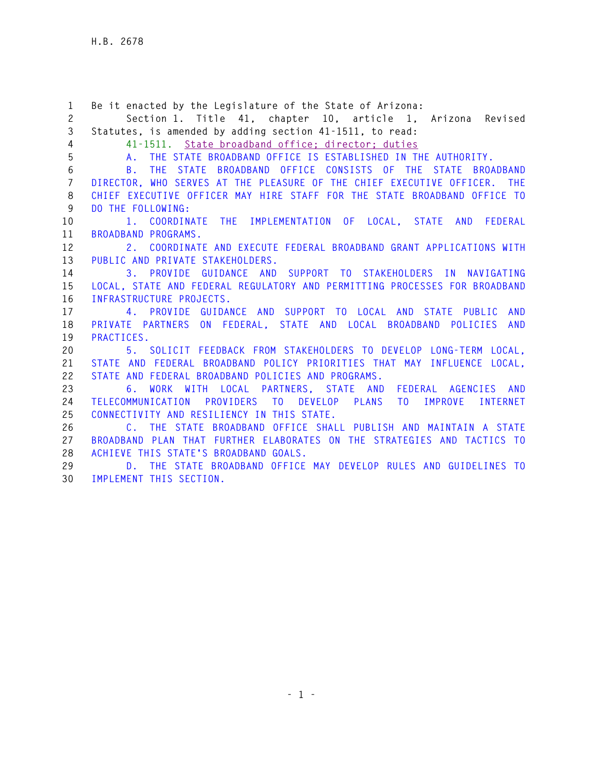Be it enacted by the Legislature of the State of Arizona:

Section 1. Title 41, chapter 10, article 1, Arizona Revised Statutes, is amended by adding section 41-1511, to read:

41-1511. State broadband office; director; duties

A. THE STATE BROADBAND OFFICE IS ESTABLISHED IN THE AUTHORITY.

B. THE STATE BROADBAND OFFICE CONSISTS OF THE STATE BROADBAND DIRECTOR, WHO SERVES AT THE PLEASURE OF THE CHIEF EXECUTIVE OFFICER. THE CHIEF EXECUTIVE OFFICER MAY HIRE STAFF FOR THE STATE BROADBAND OFFICE TO DO THE FOLLOWING:

1. COORDINATE THE IMPLEMENTATION OF LOCAL, STATE AND FEDERAL BROADBAND PROGRAMS.

2. COORDINATE AND EXECUTE FEDERAL BROADBAND GRANT APPLICATIONS WITH PUBLIC AND PRIVATE STAKEHOLDERS.

3. PROVIDE GUIDANCE AND SUPPORT TO STAKEHOLDERS IN NAVIGATING LOCAL, STATE AND FEDERAL REGULATORY AND PERMITTING PROCESSES FOR BROADBAND INFRASTRUCTURE PROJECTS.

4. PROVIDE GUIDANCE AND SUPPORT TO LOCAL AND STATE PUBLIC AND PRIVATE PARTNERS ON FEDERAL, STATE AND LOCAL BROADBAND POLICIES AND PRACTICES.

5. SOLICIT FEEDBACK FROM STAKEHOLDERS TO DEVELOP LONG-TERM LOCAL, STATE AND FEDERAL BROADBAND POLICY PRIORITIES THAT MAY INFLUENCE LOCAL, STATE AND FEDERAL BROADBAND POLICIES AND PROGRAMS.

6. WORK WITH LOCAL PARTNERS, STATE AND FEDERAL AGENCIES AND TELECOMMUNICATION PROVIDERS TO DEVELOP PLANS TO IMPROVE INTERNET CONNECTIVITY AND RESILIENCY IN THIS STATE.

C. THE STATE BROADBAND OFFICE SHALL PUBLISH AND MAINTAIN A STATE BROADBAND PLAN THAT FURTHER ELABORATES ON THE STRATEGIES AND TACTICS TO ACHIEVE THIS STATE'S BROADBAND GOALS.

D. THE STATE BROADBAND OFFICE MAY DEVELOP RULES AND GUIDELINES TO IMPLEMENT THIS SECTION.